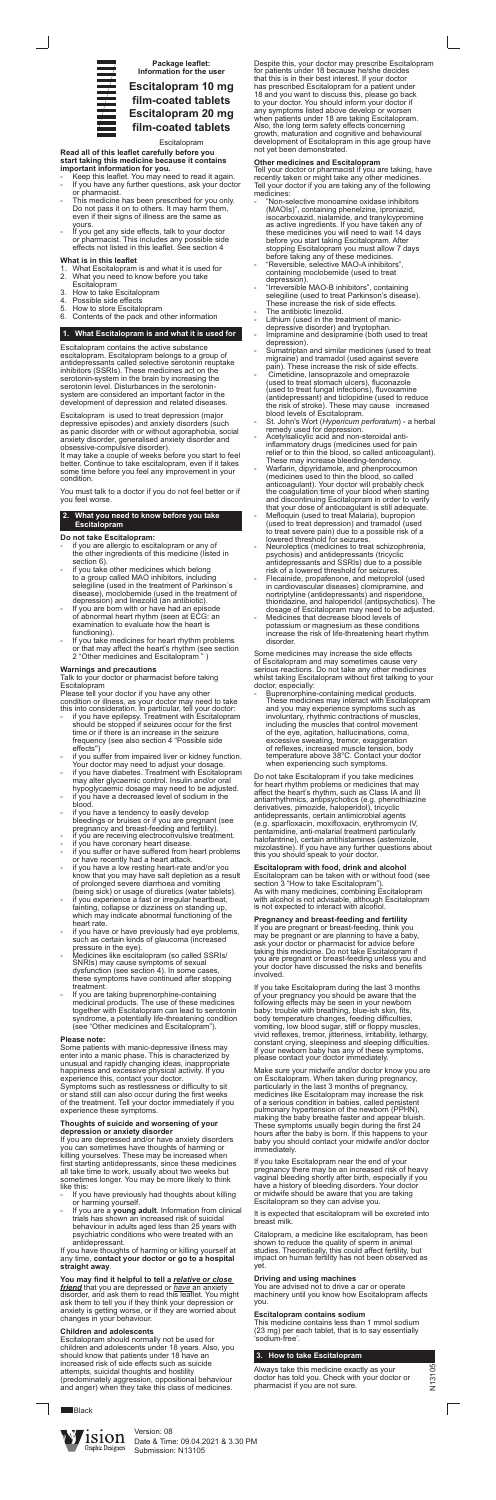**Package leaflet: Information for the user**

# Escitalopram 10 mg film-coated tablets
# Escitalopram 20 mg film-coated tablets

Escitalopram

**Read all of this leaflet carefully before you start taking this medicine because it contains important information for you.**

- Keep this leaflet. You may need to read it again.
- If you have any further questions, ask your doctor or pharmacist.
- This medicine has been prescribed for you only. Do not pass it on to others. It may harm them, even if their signs of illness are the same as yours.
- If you get any side effects, talk to your doctor or pharmacist. This includes any possible side effects not listed in this leaflet. See section 4

**What is in this leaflet**

1. What Escitalopram is and what it is used for
2. What you need to know before you take Escitalopram
3. How to take Escitalopram
4. Possible side effects
5. How to store Escitalopram
6. Contents of the pack and other information

## 1. What Escitalopram is and what it is used for

Escitalopram contains the active substance escitalopram. Escitalopram belongs to a group of antidepressants called selective serotonin reuptake inhibitors (SSRIs). These medicines act on the serotonin-system in the brain by increasing the serotonin level. Disturbances in the serotonin-system are considered an important factor in the development of depression and related diseases.

Escitalopram is used to treat depression (major depressive episodes) and anxiety disorders (such as panic disorder with or without agoraphobia, social anxiety disorder, generalised anxiety disorder and obsessive-compulsive disorder).
It may take a couple of weeks before you start to feel better. Continue to take escitalopram, even if it takes some time before you feel any improvement in your condition.

You must talk to a doctor if you do not feel better or if you feel worse.

## 2. What you need to know before you take Escitalopram

**Do not take Escitalopram:**

- if you are allergic to escitalopram or any of the other ingredients of this medicine (listed in section 6).
- if you take other medicines which belong to a group called MAO inhibitors, including selegiline (used in the treatment of Parkinson's disease), moclobemide (used in the treatment of depression) and linezolid (an antibiotic).
- If you are born with or have had an episode of abnormal heart rhythm (seen at ECG; an examination to evaluate how the heart is functioning).
- If you take medicines for heart rhythm problems or that may affect the heart's rhythm (see section 2 "Other medicines and Escitalopram" )

**Warnings and precautions**

Talk to your doctor or pharmacist before taking Escitalopram

Please tell your doctor if you have any other condition or illness, as your doctor may need to take this into consideration. In particular, tell your doctor:

- if you have epilepsy. Treatment with Escitalopram should be stopped if seizures occur for the first time or if there is an increase in the seizure frequency (see also section 4 "Possible side effects")
- if you suffer from impaired liver or kidney function. Your doctor may need to adjust your dosage.
- if you have diabetes. Treatment with Escitalopram may alter glycaemic control. Insulin and/or oral hypoglycaemic dosage may need to be adjusted.
- if you have a decreased level of sodium in the blood.
- if you have a tendency to easily develop bleedings or bruises or if you are pregnant (see pregnancy and breast-feeding and fertility).
- if you are receiving electroconvulsive treatment.
- if you have coronary heart disease.
- if you suffer or have suffered from heart problems or have recently had a heart attack.
- if you have a low resting heart-rate and/or you know that you may have salt depletion as a result of prolonged severe diarrhoea and vomiting (being sick) or usage of diuretics (water tablets).
- if you experience a fast or irregular heartbeat, fainting, collapse or dizziness on standing up, which may indicate abnormal functioning of the heart rate.
- if you have or have previously had eye problems, such as certain kinds of glaucoma (increased pressure in the eye).
- Medicines like escitalopram (so called SSRIs/SNRIs) may cause symptoms of sexual dysfunction (see section 4). In some cases, these symptoms have continued after stopping treatment.
- If you are taking buprenorphine-containing medicinal products. The use of these medicines together with Escitalopram can lead to serotonin syndrome, a potentially life-threatening condition (see "Other medicines and Escitalopram").

**Please note:**

Some patients with manic-depressive illness may enter into a manic phase. This is characterized by unusual and rapidly changing ideas, inappropriate happiness and excessive physical activity. If you experience this, contact your doctor.
Symptoms such as restlessness or difficulty to sit or stand still can also occur during the first weeks of the treatment. Tell your doctor immediately if you experience these symptoms.

**Thoughts of suicide and worsening of your depression or anxiety disorder**

If you are depressed and/or have anxiety disorders you can sometimes have thoughts of harming or killing yourselves. These may be increased when first starting antidepressants, since these medicines all take time to work, usually about two weeks but sometimes longer. You may be more likely to think like this:

- If you have previously had thoughts about killing or harming yourself.
- If you are a **young adult**. Information from clinical trials has shown an increased risk of suicidal behaviour in adults aged less than 25 years with psychiatric conditions who were treated with an antidepressant.

If you have thoughts of harming or killing yourself at any time, **contact your doctor or go to a hospital straight away.**

**You may find it helpful to tell a *relative or close friend* that you are depressed or *have* an anxiety disorder**, and ask them to read this leaflet. You might ask them to tell you if they think your depression or anxiety is getting worse, or if they are worried about changes in your behaviour.

**Children and adolescents**

Escitalopram should normally not be used for children and adolescents under 18 years. Also, you should know that patients under 18 have an increased risk of side effects such as suicide attempts, suicidal thoughts and hostility (predominately aggression, oppositional behaviour and anger) when they take this class of medicines. Despite this, your doctor may prescribe Escitalopram for patients under 18 because he/she decides that this is in their best interest. If your doctor has prescribed Escitalopram for a patient under 18 and you want to discuss this, please go back to your doctor. You should inform your doctor if any symptoms listed above develop or worsen when patients under 18 are taking Escitalopram. Also, the long term safety effects concerning growth, maturation and cognitive and behavioural development of Escitalopram in this age group have not yet been demonstrated.

**Other medicines and Escitalopram**

Tell your doctor or pharmacist if you are taking, have recently taken or might take any other medicines. Tell your doctor if you are taking any of the following medicines:

- "Non-selective monoamine oxidase inhibitors (MAOIs)", containing phenelzine, iproniazid, isocarboxazid, nialamide, and tranylcypromine as active ingredients. If you have taken any of these medicines you will need to wait 14 days before you start taking Escitalopram. After stopping Escitalopram you must allow 7 days before taking any of these medicines.
- "Reversible, selective MAO-A inhibitors", containing moclobemide (used to treat depression).
- "Irreversible MAO-B inhibitors", containing selegiline (used to treat Parkinson's disease). These increase the risk of side effects.
- The antibiotic linezolid.
- Lithium (used in the treatment of manic-depressive disorder) and tryptophan.
- Imipramine and desipramine (both used to treat depression).
- Sumatriptan and similar medicines (used to treat migraine) and tramadol (used against severe pain). These increase the risk of side effects.
- Cimetidine, lansoprazole and omeprazole (used to treat stomach ulcers), fluconazole (used to treat fungal infections), fluvoxamine (antidepressant) and ticlopidine (used to reduce the risk of stroke). These may cause increased blood levels of Escitalopram.
- St. John's Wort (*Hypericum perforatum*) - a herbal remedy used for depression.
- Acetylsalicylic acid and non-steroidal anti-inflammatory drugs (medicines used for pain relief or to thin the blood, so called anticoagulant). These may increase bleeding-tendency.
- Warfarin, dipyridamole, and phenprocoumon (medicines used to thin the blood, so called anticoagulant). Your doctor will probably check the coagulation time of your blood when starting and discontinuing Escitalopram in order to verify that your dose of anticoagulant is still adequate.
- Mefloquin (used to treat Malaria), bupropion (used to treat depression) and tramadol (used to treat severe pain) due to a possible risk of a lowered threshold for seizures.
- Neuroleptics (medicines to treat schizophrenia, psychosis) and antidepressants (tricyclic antidepressants and SSRIs) due to a possible risk of a lowered threshold for seizures.
- Flecainide, propafenone, and metoprolol (used in cardiovascular diseases) clomipramine, and nortriptyline (antidepressants) and risperidone, thioridazine, and haloperidol (antipsychotics). The dosage of Escitalopram may need to be adjusted.
- Medicines that decrease blood levels of potassium or magnesium as these conditions increase the risk of life-threatening heart rhythm disorder.

Some medicines may increase the side effects of Escitalopram and may sometimes cause very serious reactions. Do not take any other medicines whilst taking Escitalopram without first talking to your doctor, especially:

- Buprenorphine-containing medicinal products. These medicines may interact with Escitalopram and you may experience symptoms such as involuntary, rhythmic contractions of muscles, including the muscles that control movement of the eye, agitation, hallucinations, coma, excessive sweating, tremor, exaggeration of reflexes, increased muscle tension, body temperature above 38°C. Contact your doctor when experiencing such symptoms.

Do not take Escitalopram if you take medicines for heart rhythm problems or medicines that may affect the heart's rhythm, such as Class IA and III antiarrhythmics, antipsychotics (e.g. phenothiazine derivatives, pimozide, haloperidol), tricyclic antidepressants, certain antimicrobial agents (e.g. sparfloxacin, moxifloxacin, erythromycin IV, pentamidine, anti-malarial treatment particularly halofantrine), certain antihistamines (astemizole, mizolastine). If you have any further questions about this you should speak to your doctor.

**Escitalopram with food, drink and alcohol**

Escitalopram can be taken with or without food (see section 3 "How to take Escitalopram").
As with many medicines, combining Escitalopram with alcohol is not advisable, although Escitalopram is not expected to interact with alcohol.

**Pregnancy and breast-feeding and fertility**

If you are pregnant or breast-feeding, think you may be pregnant or are planning to have a baby, ask your doctor or pharmacist for advice before taking this medicine. Do not take Escitalopram if you are pregnant or breast-feeding unless you and your doctor have discussed the risks and benefits involved.

If you take Escitalopram during the last 3 months of your pregnancy you should be aware that the following effects may be seen in your newborn baby: trouble with breathing, blue-ish skin, fits, body temperature changes, feeding difficulties, vomiting, low blood sugar, stiff or floppy muscles, vivid reflexes, tremor, jitteriness, irritability, lethargy, constant crying, sleepiness and sleeping difficulties. If your newborn baby has any of these symptoms, please contact your doctor immediately.

Make sure your midwife and/or doctor know you are on Escitalopram. When taken during pregnancy, particularly in the last 3 months of pregnancy, medicines like Escitalopram may increase the risk of a serious condition in babies, called persistent pulmonary hypertension of the newborn (PPHN), making the baby breathe faster and appear bluish. These symptoms usually begin during the first 24 hours after the baby is born. If this happens to your baby you should contact your midwife and/or doctor immediately.

If you take Escitalopram near the end of your pregnancy there may be an increased risk of heavy vaginal bleeding shortly after birth, especially if you have a history of bleeding disorders. Your doctor or midwife should be aware that you are taking Escitalopram so they can advise you.

It is expected that escitalopram will be excreted into breast milk.

Citalopram, a medicine like escitalopram, has been shown to reduce the quality of sperm in animal studies. Theoretically, this could affect fertility, but impact on human fertility has not been observed as yet.

**Driving and using machines**

You are advised not to drive a car or operate machinery until you know how Escitalopram affects you.

**Escitalopram contains sodium**

This medicine contains less than 1 mmol sodium (23 mg) per each tablet, that is to say essentially 'sodium-free'.

## 3. How to take Escitalopram

Always take this medicine exactly as your doctor has told you. Check with your doctor or pharmacist if you are not sure.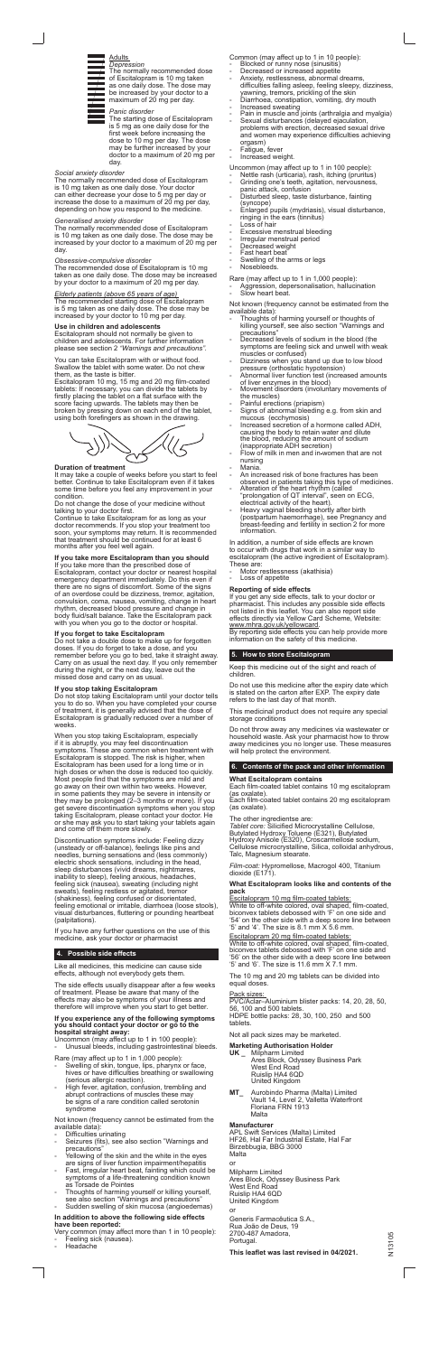#### Adults

*Depression*
The normally recommended dose of Escitalopram is 10 mg taken as one daily dose. The dose may be increased by your doctor to a maximum of 20 mg per day.

*Panic disorder*
The starting dose of Escitalopram is 5 mg as one daily dose for the first week before increasing the dose to 10 mg per day. The dose may be further increased by your doctor to a maximum of 20 mg per day.

*Social anxiety disorder*
The normally recommended dose of Escitalopram is 10 mg taken as one daily dose. Your doctor can either decrease your dose to 5 mg per day or increase the dose to a maximum of 20 mg per day, depending on how you respond to the medicine.

*Generalised anxiety disorder*
The normally recommended dose of Escitalopram is 10 mg taken as one daily dose. The dose may be increased by your doctor to a maximum of 20 mg per day.

*Obsessive-compulsive disorder*
The recommended dose of Escitalopram is 10 mg taken as one daily dose. The dose may be increased by your doctor to a maximum of 20 mg per day.

*Elderly patients (above 65 years of age)*
The recommended starting dose of Escitalopram is 5 mg taken as one daily dose. The dose may be increased by your doctor to 10 mg per day.

**Use in children and adolescents**
Escitalopram should not normally be given to children and adolescents. For further information please see section 2 *"Warnings and precautions"*.

You can take Escitalopram with or without food. Swallow the tablet with some water. Do not chew them, as the taste is bitter.
Escitalopram 10 mg, 15 mg and 20 mg film-coated tablets: If necessary, you can divide the tablets by firstly placing the tablet on a flat surface with the score facing upwards. The tablets may then be broken by pressing down on each end of the tablet, using both forefingers as shown in the drawing.

**Duration of treatment**
It may take a couple of weeks before you start to feel better. Continue to take Escitalopram even if it takes some time before you feel any improvement in your condition.
Do not change the dose of your medicine without talking to your doctor first.
Continue to take Escitalopram for as long as your doctor recommends. If you stop your treatment too soon, your symptoms may return. It is recommended that treatment should be continued for at least 6 months after you feel well again.

**If you take more Escitalopram than you should**
If you take more than the prescribed dose of Escitalopram, contact your doctor or nearest hospital emergency department immediately. Do this even if there are no signs of discomfort. Some of the signs of an overdose could be dizziness, tremor, agitation, convulsion, coma, nausea, vomiting, change in heart rhythm, decreased blood pressure and change in body fluid/salt balance. Take the Escitalopram pack with you when you go to the doctor or hospital.

**If you forget to take Escitalopram**
Do not take a double dose to make up for forgotten doses. If you do forget to take a dose, and you remember before you go to bed, take it straight away. Carry on as usual the next day. If you only remember during the night, or the next day, leave out the missed dose and carry on as usual.

**If you stop taking Escitalopram**
Do not stop taking Escitalopram until your doctor tells you to do so. When you have completed your course of treatment, it is generally advised that the dose of Escitalopram is gradually reduced over a number of weeks.

When you stop taking Escitalopram, especially if it is abruptly, you may feel discontinuation symptoms. These are common when treatment with Escitalopram is stopped. The risk is higher, when Escitalopram has been used for a long time or in high doses or when the dose is reduced too quickly. Most people find that the symptoms are mild and go away on their own within two weeks. However, in some patients they may be severe in intensity or they may be prolonged (2–3 months or more). If you get severe discontinuation symptoms when you stop taking Escitalopram, please contact your doctor. He or she may ask you to start taking your tablets again and come off them more slowly.

Discontinuation symptoms include: Feeling dizzy (unsteady or off-balance), feelings like pins and needles, burning sensations and (less commonly) electric shock sensations, including in the head, sleep disturbances (vivid dreams, nightmares, inability to sleep), feeling anxious, headaches, feeling sick (nausea), sweating (including night sweats), feeling restless or agitated, tremor (shakiness), feeling confused or disorientated, feeling emotional or irritable, diarrhoea (loose stools), visual disturbances, fluttering or pounding heartbeat (palpitations).

If you have any further questions on the use of this medicine, ask your doctor or pharmacist

## 4. Possible side effects

Like all medicines, this medicine can cause side effects, although not everybody gets them.

The side effects usually disappear after a few weeks of treatment. Please be aware that many of the effects may also be symptoms of your illness and therefore will improve when you start to get better.

**If you experience any of the following symptoms you should contact your doctor or go to the hospital straight away:**
Uncommon (may affect up to 1 in 100 people):
- Unusual bleeds, including gastrointestinal bleeds.

Rare (may affect up to 1 in 1,000 people):
- Swelling of skin, tongue, lips, pharynx or face, hives or have difficulties breathing or swallowing (serious allergic reaction).
- High fever, agitation, confusion, trembling and abrupt contractions of muscles these may be signs of a rare condition called serotonin syndrome

Not known (frequency cannot be estimated from the available data):
- Difficulties urinating
- Seizures (fits), see also section "Warnings and precautions"
- Yellowing of the skin and the white in the eyes are signs of liver function impairment/hepatitis
- Fast, irregular heart beat, fainting which could be symptoms of a life-threatening condition known as Torsade de Pointes
- Thoughts of harming yourself or killing yourself, see also section "Warnings and precautions"
- Sudden swelling of skin mucosa (angioedemas)

**In addition to above the following side effects have been reported:**
Very common (may affect more than 1 in 10 people):
- Feeling sick (nausea).
- Headache

Common (may affect up to 1 in 10 people):
- Blocked or runny nose (sinusitis)
- Decreased or increased appetite
- Anxiety, restlessness, abnormal dreams, difficulties falling asleep, feeling sleepy, dizziness, yawning, tremors, prickling of the skin
- Diarrhoea, constipation, vomiting, dry mouth
- Increased sweating
- Pain in muscle and joints (arthralgia and myalgia)
- Sexual disturbances (delayed ejaculation, problems with erection, decreased sexual drive and women may experience difficulties achieving orgasm)
- Fatigue, fever
- Increased weight.

Uncommon (may affect up to 1 in 100 people):
- Nettle rash (urticaria), rash, itching (pruritus)
- Grinding one's teeth, agitation, nervousness, panic attack, confusion
- Disturbed sleep, taste disturbance, fainting (syncope)
- Enlarged pupils (mydriasis), visual disturbance, ringing in the ears (tinnitus)
- Loss of hair
- Excessive menstrual bleeding
- Irregular menstrual period
- Decreased weight
- Fast heart beat
- Swelling of the arms or legs
- Nosebleeds.

Rare (may affect up to 1 in 1,000 people):
- Aggression, depersonalisation, hallucination
- Slow heart beat.

Not known (frequency cannot be estimated from the available data):
- Thoughts of harming yourself or thoughts of killing yourself, see also section "Warnings and precautions"
- Decreased levels of sodium in the blood (the symptoms are feeling sick and unwell with weak muscles or confused)
- Dizziness when you stand up due to low blood pressure (orthostatic hypotension)
- Abnormal liver function test (increased amounts of liver enzymes in the blood)
- Movement disorders (involuntary movements of the muscles)
- Painful erections (priapism)
- Signs of abnormal bleeding e.g. from skin and mucous (ecchymosis)
- Increased secretion of a hormone called ADH, causing the body to retain water and dilute the blood, reducing the amount of sodium (inappropriate ADH secretion)
- Flow of milk in men and in-women that are not nursing
- Mania.
- An increased risk of bone fractures has been observed in patients taking this type of medicines.
- Alteration of the heart rhythm (called "prolongation of QT interval", seen on ECG, electrical activity of the heart).
- Heavy vaginal bleeding shortly after birth (postpartum haemorrhage), see Pregnancy and breast-feeding and fertility in section 2 for more information.

In addition, a number of side effects are known to occur with drugs that work in a similar way to escitalopram (the active ingredient of Escitalopram). These are:
- Motor restlessness (akathisia)
- Loss of appetite

**Reporting of side effects**
If you get any side effects, talk to your doctor or pharmacist. This includes any possible side effects not listed in this leaflet. You can also report side effects directly via Yellow Card Scheme, Website: www.mhra.gov.uk/yellowcard.
By reporting side effects you can help provide more information on the safety of this medicine.

## 5. How to store Escitalopram

Keep this medicine out of the sight and reach of children.

Do not use this medicine after the expiry date which is stated on the carton after EXP. The expiry date refers to the last day of that month.

This medicinal product does not require any special storage conditions

Do not throw away any medicines via wastewater or household waste. Ask your pharmacist how to throw away medicines you no longer use. These measures will help protect the environment.

## 6. Contents of the pack and other information

**What Escitalopram contains**
Each film-coated tablet contains 10 mg escitalopram (as oxalate).
Each film-coated tablet contains 20 mg escitalopram (as oxalate).

The other ingredientse are:
*Tablet core:* Silicified Microcrystalline Cellulose, Butylated Hydroxy Toluene (E321), Butylated Hydroxy Anisole (E320), Croscarmellose sodium, Cellulose microcrystalline, Silica, colloidal anhydrous, Talc, Magnesium stearate.

*Film-coat:* Hypromellose, Macrogol 400, Titanium dioxide (E171).

**What Escitalopram looks like and contents of the pack**
Escitalopram 10 mg film-coated tablets:
White to off-white colored, oval shaped, film-coated, biconvex tablets debossed with 'F' on one side and '54' on the other side with a deep score line between '5' and '4'. The size is 8.1 mm X 5.6 mm.
Escitalopram 20 mg film-coated tablets:
White to off-white colored, oval shaped, film-coated, biconvex tablets debossed with 'F' on one side and '56' on the other side with a deep score line between '5' and '6'. The size is 11.6 mm X 7.1 mm.

The 10 mg and 20 mg tablets can be divided into equal doses.

Pack sizes:
PVC/Aclar–Aluminium blister packs: 14, 20, 28, 50, 56, 100 and 500 tablets.
HDPE bottle packs: 28, 30, 100, 250 and 500 tablets.

Not all pack sizes may be marketed.

**Marketing Authorisation Holder**
**UK** Milpharm Limited
Ares Block, Odyssey Business Park
West End Road
Ruislip HA4 6QD
United Kingdom

**MT** Aurobindo Pharma (Malta) Limited
Vault 14, Level 2, Valletta Waterfront
Floriana FRN 1913
Malta

**Manufacturer**
APL Swift Services (Malta) Limited
HF26, Hal Far Industrial Estate, Hal Far
Birzebbugia, BBG 3000
Malta
or
Milpharm Limited
Ares Block, Odyssey Business Park
West End Road
Ruislip HA4 6QD
United Kingdom
or
Generis Farmacêutica S.A.,
Rua João de Deus, 19
2700-487 Amadora,
Portugal.

**This leaflet was last revised in 04/2021.**

N131 05